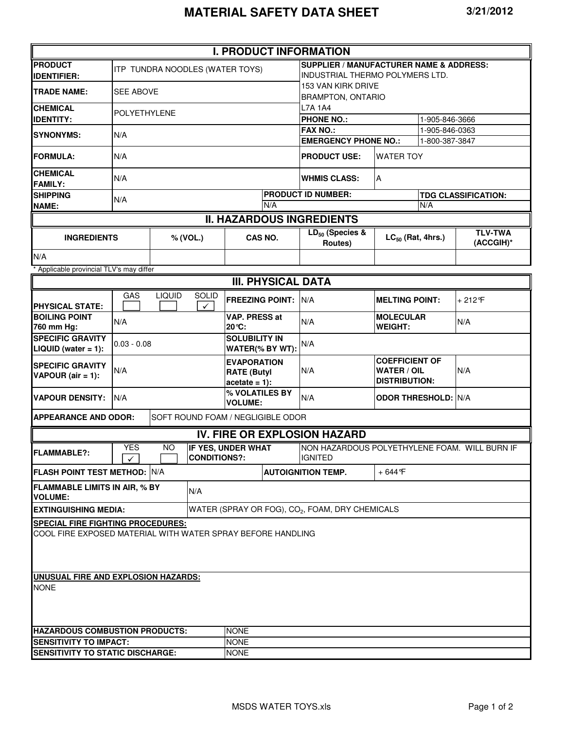# MATERIAL SAFETY DATA SHEET

3/21/2012

## I. PRODUCT INFORMATION

| | | | |
|---|---|---|---|
| **PRODUCT IDENTIFIER:** | ITP TUNDRA NOODLES (WATER TOYS) | **SUPPLIER / MANUFACTURER NAME & ADDRESS:** | INDUSTRIAL THERMO POLYMERS LTD. 153 VAN KIRK DRIVE BRAMPTON, ONTARIO L7A 1A4 |
| **TRADE NAME:** | SEE ABOVE | **PHONE NO.:** | 1-905-846-3666 |
| **CHEMICAL IDENTITY:** | POLYETHYLENE | **FAX NO.:** | 1-905-846-0363 |
| **SYNONYMS:** | N/A | **EMERGENCY PHONE NO.:** | 1-800-387-3847 |
| **FORMULA:** | N/A | **PRODUCT USE:** | WATER TOY |
| **CHEMICAL FAMILY:** | N/A | **WHMIS CLASS:** | A |
| **SHIPPING NAME:** | N/A | **PRODUCT ID NUMBER:** N/A | **TDG CLASSIFICATION:** N/A |

## II. HAZARDOUS INGREDIENTS

| INGREDIENTS | % (VOL.) | CAS NO. | $LD_{50}$ (Species & Routes) | $LC_{50}$ (Rat, 4hrs.) | TLV-TWA (ACCGIH)* |
|---|---|---|---|---|---|
| N/A | | | | | |

\* Applicable provincial TLV's may differ

## III. PHYSICAL DATA

| | | | | | |
|---|---|---|---|---|---|
| **PHYSICAL STATE:** | GAS ☐ LIQUID ☐ SOLID ✓ | **FREEZING POINT:** | N/A | **MELTING POINT:** | + 212°F |
| **BOILING POINT 760 mm Hg:** | N/A | **VAP. PRESS at 20°C:** | N/A | **MOLECULAR WEIGHT:** | N/A |
| **SPECIFIC GRAVITY LIQUID (water = 1):** | 0.03 - 0.08 | **SOLUBILITY IN WATER(% BY WT):** | N/A | | |
| **SPECIFIC GRAVITY VAPOUR (air = 1):** | N/A | **EVAPORATION RATE (Butyl acetate = 1):** | N/A | **COEFFICIENT OF WATER / OIL DISTRIBUTION:** | N/A |
| **VAPOUR DENSITY:** | N/A | **% VOLATILES BY VOLUME:** | N/A | **ODOR THRESHOLD:** | N/A |
| **APPEARANCE AND ODOR:** | SOFT ROUND FOAM / NEGLIGIBLE ODOR | | | | |

## IV. FIRE OR EXPLOSION HAZARD

| | | | |
|---|---|---|---|
| **FLAMMABLE?:** | YES ✓ NO ☐ | **IF YES, UNDER WHAT CONDITIONS?:** | NON HAZARDOUS POLYETHYLENE FOAM. WILL BURN IF IGNITED |
| **FLASH POINT TEST METHOD:** | N/A | **AUTOIGNITION TEMP.** | + 644°F |
| **FLAMMABLE LIMITS IN AIR, % BY VOLUME:** | N/A | | |
| **EXTINGUISHING MEDIA:** | WATER (SPRAY OR FOG), $CO_2$, FOAM, DRY CHEMICALS | | |

**SPECIAL FIRE FIGHTING PROCEDURES:**

COOL FIRE EXPOSED MATERIAL WITH WATER SPRAY BEFORE HANDLING

**UNUSUAL FIRE AND EXPLOSION HAZARDS:**

NONE

| | |
|---|---|
| **HAZARDOUS COMBUSTION PRODUCTS:** | NONE |
| **SENSITIVITY TO IMPACT:** | NONE |
| **SENSITIVITY TO STATIC DISCHARGE:** | NONE |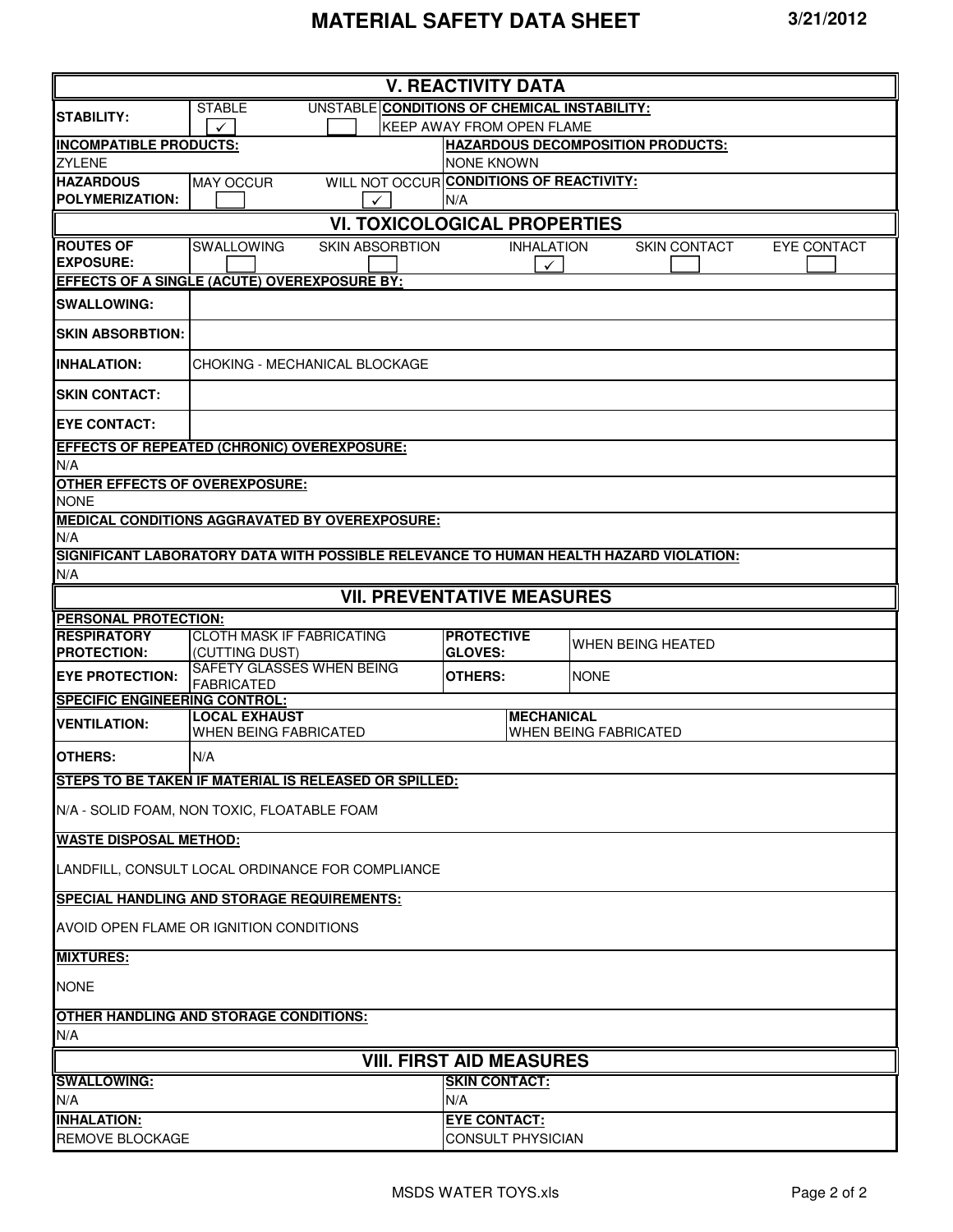# MATERIAL SAFETY DATA SHEET

3/21/2012

## V. REACTIVITY DATA

| | | | |
|---|---|---|---|
| **STABILITY:** | STABLE ✓ | UNSTABLE ☐ | **CONDITIONS OF CHEMICAL INSTABILITY:** KEEP AWAY FROM OPEN FLAME |
| **INCOMPATIBLE PRODUCTS:** ZYLENE | | | **HAZARDOUS DECOMPOSITION PRODUCTS:** NONE KNOWN |
| **HAZARDOUS POLYMERIZATION:** | MAY OCCUR ☐ | WILL NOT OCCUR ✓ | **CONDITIONS OF REACTIVITY:** N/A |

## VI. TOXICOLOGICAL PROPERTIES

| | | | | | |
|---|---|---|---|---|---|
| **ROUTES OF EXPOSURE:** | SWALLOWING ☐ | SKIN ABSORBTION ☐ | INHALATION ✓ | SKIN CONTACT ☐ | EYE CONTACT ☐ |

**EFFECTS OF A SINGLE (ACUTE) OVEREXPOSURE BY:**

| | |
|---|---|
| **SWALLOWING:** | |
| **SKIN ABSORBTION:** | |
| **INHALATION:** | CHOKING - MECHANICAL BLOCKAGE |
| **SKIN CONTACT:** | |
| **EYE CONTACT:** | |

**EFFECTS OF REPEATED (CHRONIC) OVEREXPOSURE:**
N/A

**OTHER EFFECTS OF OVEREXPOSURE:**
NONE

**MEDICAL CONDITIONS AGGRAVATED BY OVEREXPOSURE:**
N/A

**SIGNIFICANT LABORATORY DATA WITH POSSIBLE RELEVANCE TO HUMAN HEALTH HAZARD VIOLATION:**
N/A

## VII. PREVENTATIVE MEASURES

**PERSONAL PROTECTION:**

| | | | |
|---|---|---|---|
| **RESPIRATORY PROTECTION:** | CLOTH MASK IF FABRICATING (CUTTING DUST) | **PROTECTIVE GLOVES:** | WHEN BEING HEATED |
| **EYE PROTECTION:** | SAFETY GLASSES WHEN BEING FABRICATED | **OTHERS:** | NONE |

**SPECIFIC ENGINEERING CONTROL:**

| | | |
|---|---|---|
| **VENTILATION:** | **LOCAL EXHAUST** WHEN BEING FABRICATED | **MECHANICAL** WHEN BEING FABRICATED |
| **OTHERS:** | N/A | |

**STEPS TO BE TAKEN IF MATERIAL IS RELEASED OR SPILLED:**
N/A - SOLID FOAM, NON TOXIC, FLOATABLE FOAM

**WASTE DISPOSAL METHOD:**
LANDFILL, CONSULT LOCAL ORDINANCE FOR COMPLIANCE

**SPECIAL HANDLING AND STORAGE REQUIREMENTS:**
AVOID OPEN FLAME OR IGNITION CONDITIONS

**MIXTURES:**
NONE

**OTHER HANDLING AND STORAGE CONDITIONS:**
N/A

## VIII. FIRST AID MEASURES

| | |
|---|---|
| **SWALLOWING:** N/A | **SKIN CONTACT:** N/A |
| **INHALATION:** REMOVE BLOCKAGE | **EYE CONTACT:** CONSULT PHYSICIAN |

MSDS WATER TOYS.xls